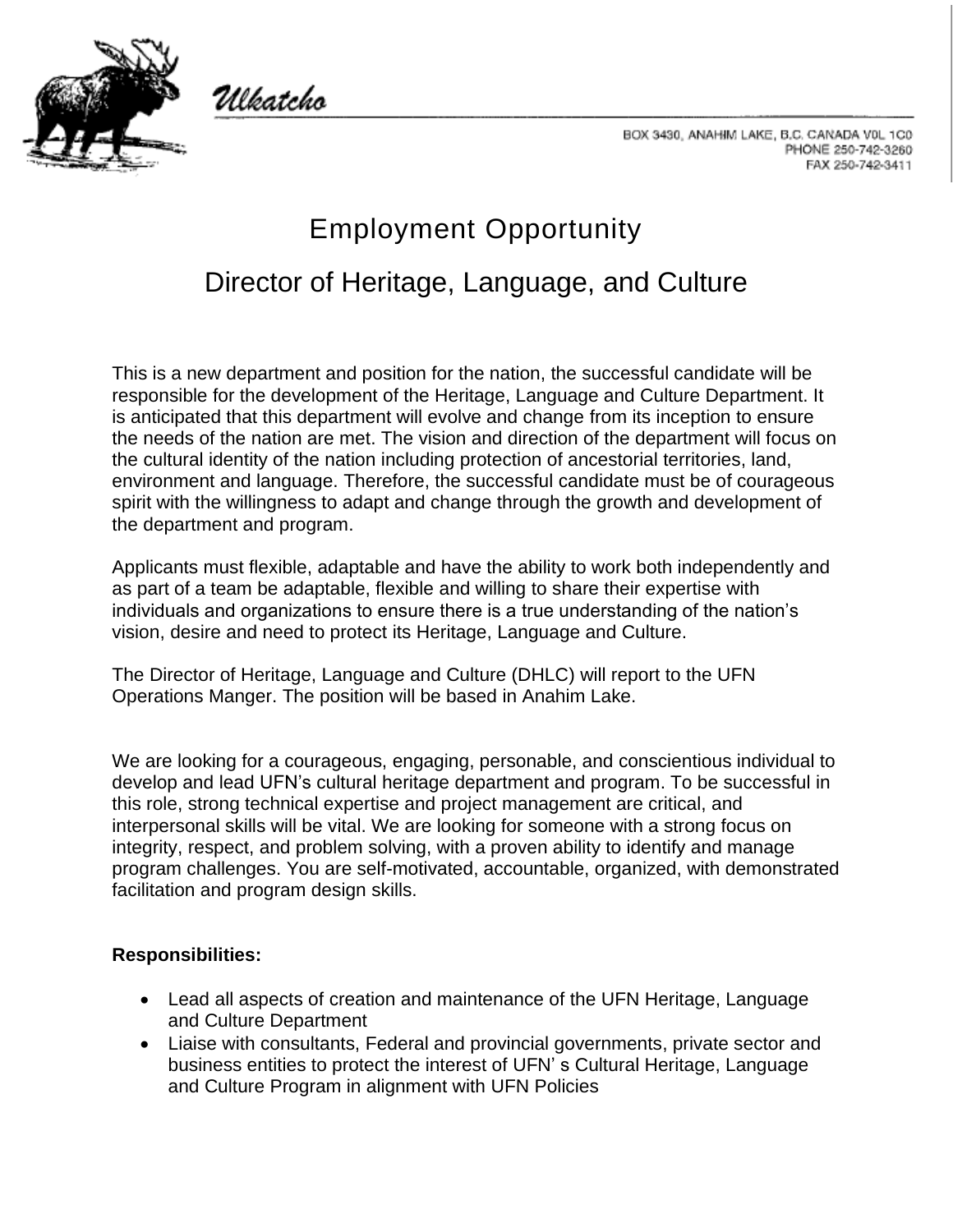Ulkatcho

BOX 3430, ANAHIM LAKE, B.C. CANADA V0L 1C0
PHONE 250-742-3260
FAX 250-742-3411

# Employment Opportunity

## Director of Heritage, Language, and Culture

This is a new department and position for the nation, the successful candidate will be responsible for the development of the Heritage, Language and Culture Department. It is anticipated that this department will evolve and change from its inception to ensure the needs of the nation are met. The vision and direction of the department will focus on the cultural identity of the nation including protection of ancestorial territories, land, environment and language. Therefore, the successful candidate must be of courageous spirit with the willingness to adapt and change through the growth and development of the department and program.

Applicants must flexible, adaptable and have the ability to work both independently and as part of a team be adaptable, flexible and willing to share their expertise with individuals and organizations to ensure there is a true understanding of the nation's vision, desire and need to protect its Heritage, Language and Culture.

The Director of Heritage, Language and Culture (DHLC) will report to the UFN Operations Manger. The position will be based in Anahim Lake.

We are looking for a courageous, engaging, personable, and conscientious individual to develop and lead UFN's cultural heritage department and program. To be successful in this role, strong technical expertise and project management are critical, and interpersonal skills will be vital. We are looking for someone with a strong focus on integrity, respect, and problem solving, with a proven ability to identify and manage program challenges. You are self-motivated, accountable, organized, with demonstrated facilitation and program design skills.

**Responsibilities:**

- Lead all aspects of creation and maintenance of the UFN Heritage, Language and Culture Department
- Liaise with consultants, Federal and provincial governments, private sector and business entities to protect the interest of UFN' s Cultural Heritage, Language and Culture Program in alignment with UFN Policies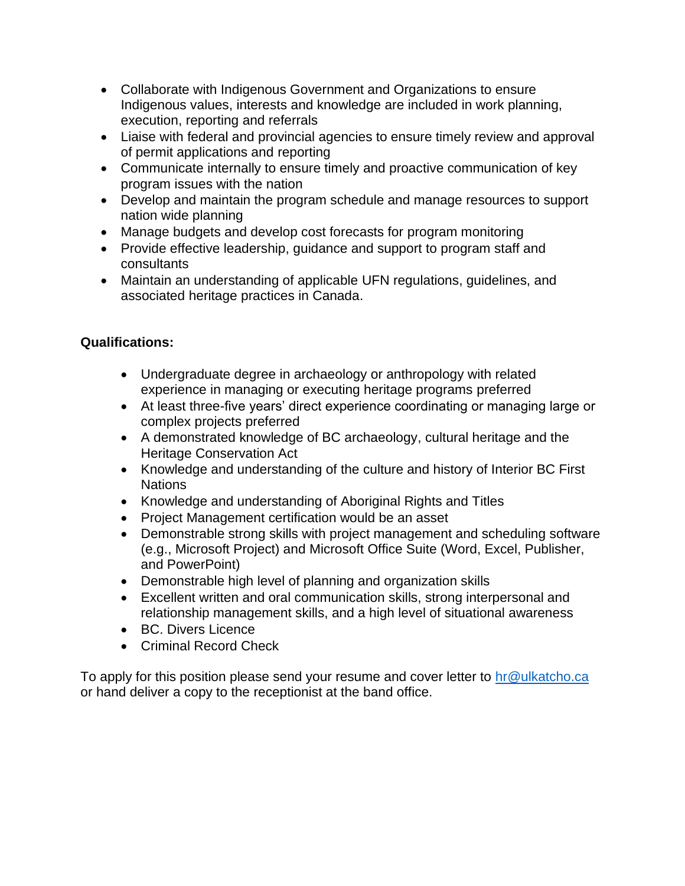- Collaborate with Indigenous Government and Organizations to ensure Indigenous values, interests and knowledge are included in work planning, execution, reporting and referrals
- Liaise with federal and provincial agencies to ensure timely review and approval of permit applications and reporting
- Communicate internally to ensure timely and proactive communication of key program issues with the nation
- Develop and maintain the program schedule and manage resources to support nation wide planning
- Manage budgets and develop cost forecasts for program monitoring
- Provide effective leadership, guidance and support to program staff and consultants
- Maintain an understanding of applicable UFN regulations, guidelines, and associated heritage practices in Canada.

**Qualifications:**

- Undergraduate degree in archaeology or anthropology with related experience in managing or executing heritage programs preferred
- At least three-five years' direct experience coordinating or managing large or complex projects preferred
- A demonstrated knowledge of BC archaeology, cultural heritage and the Heritage Conservation Act
- Knowledge and understanding of the culture and history of Interior BC First Nations
- Knowledge and understanding of Aboriginal Rights and Titles
- Project Management certification would be an asset
- Demonstrable strong skills with project management and scheduling software (e.g., Microsoft Project) and Microsoft Office Suite (Word, Excel, Publisher, and PowerPoint)
- Demonstrable high level of planning and organization skills
- Excellent written and oral communication skills, strong interpersonal and relationship management skills, and a high level of situational awareness
- BC. Divers Licence
- Criminal Record Check

To apply for this position please send your resume and cover letter to [hr@ulkatcho.ca](mailto:hr@ulkatcho.ca) or hand deliver a copy to the receptionist at the band office.